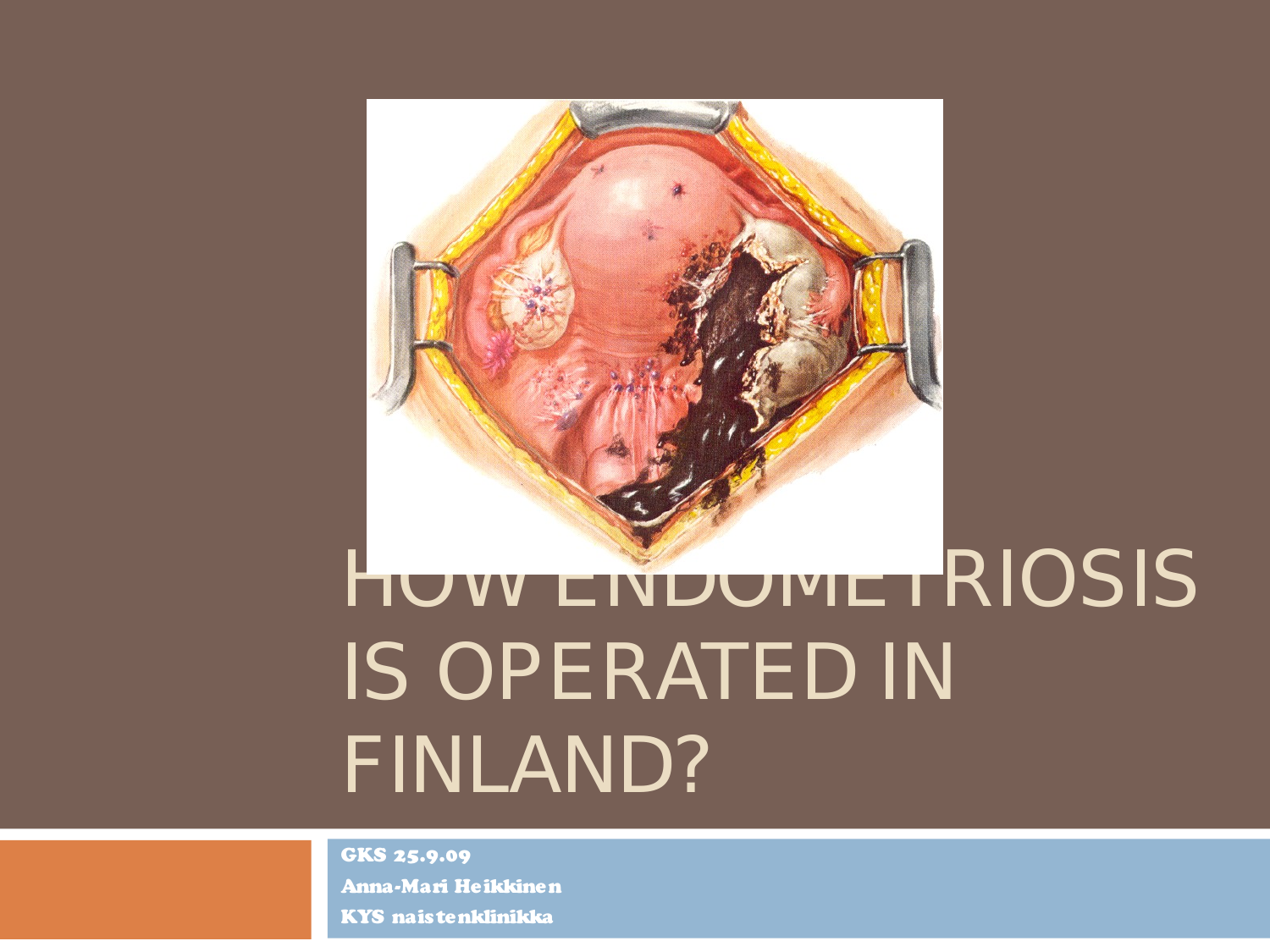# HOW ENDOMETRIOSIS IS OPERATED IN FINLAND?

**GKS 25.9.09**

**Anna-Mari Heikkinen**

**KYS naistenklinikka**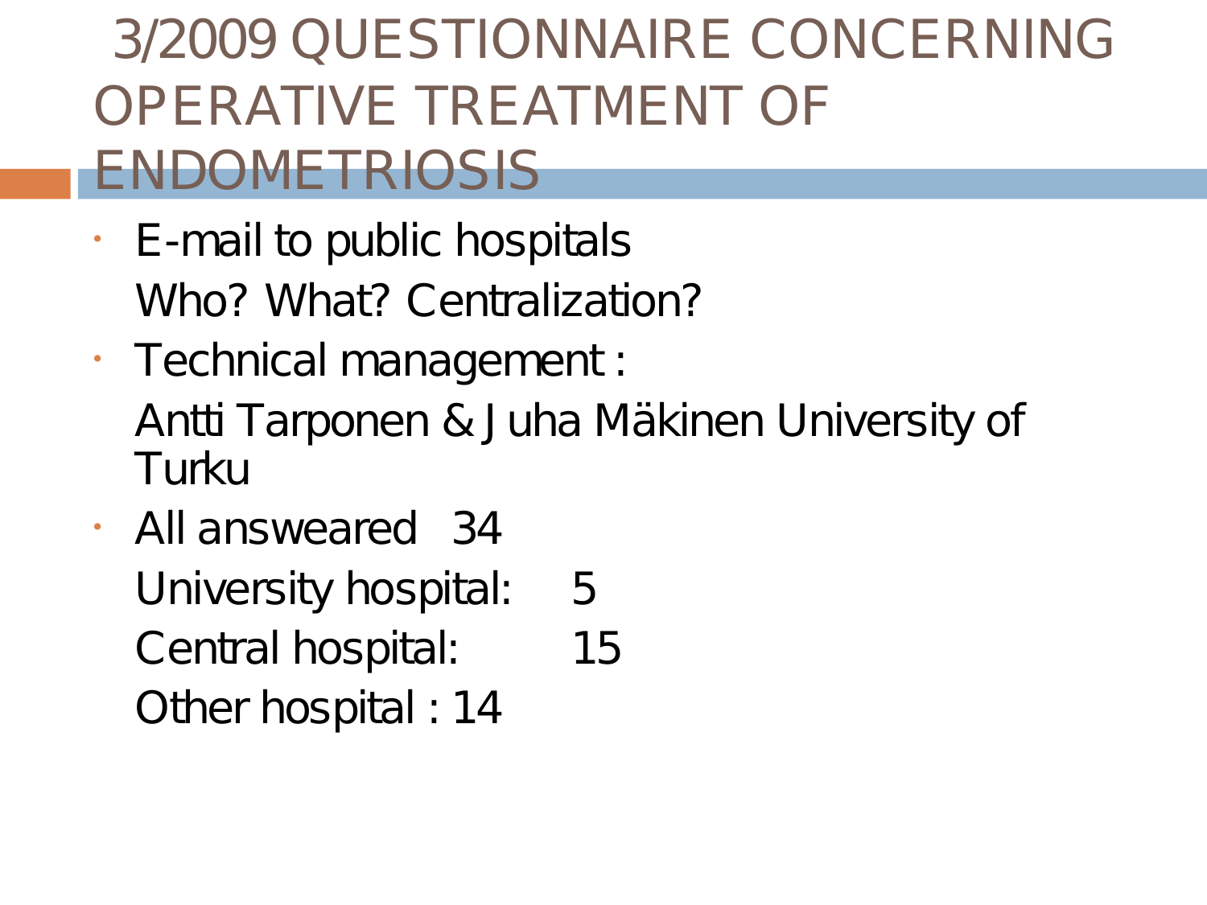# 3/2009 QUESTIONNAIRE CONCERNING OPERATIVE TREATMENT OF ENDOMETRIOSIS

- E-mail to public hospitals

  Who? What? Centralization?
- Technical management :

  Antti Tarponen & Juha Mäkinen University of Turku
- All answeared 34

  University hospital: 5

  Central hospital: 15

  Other hospital : 14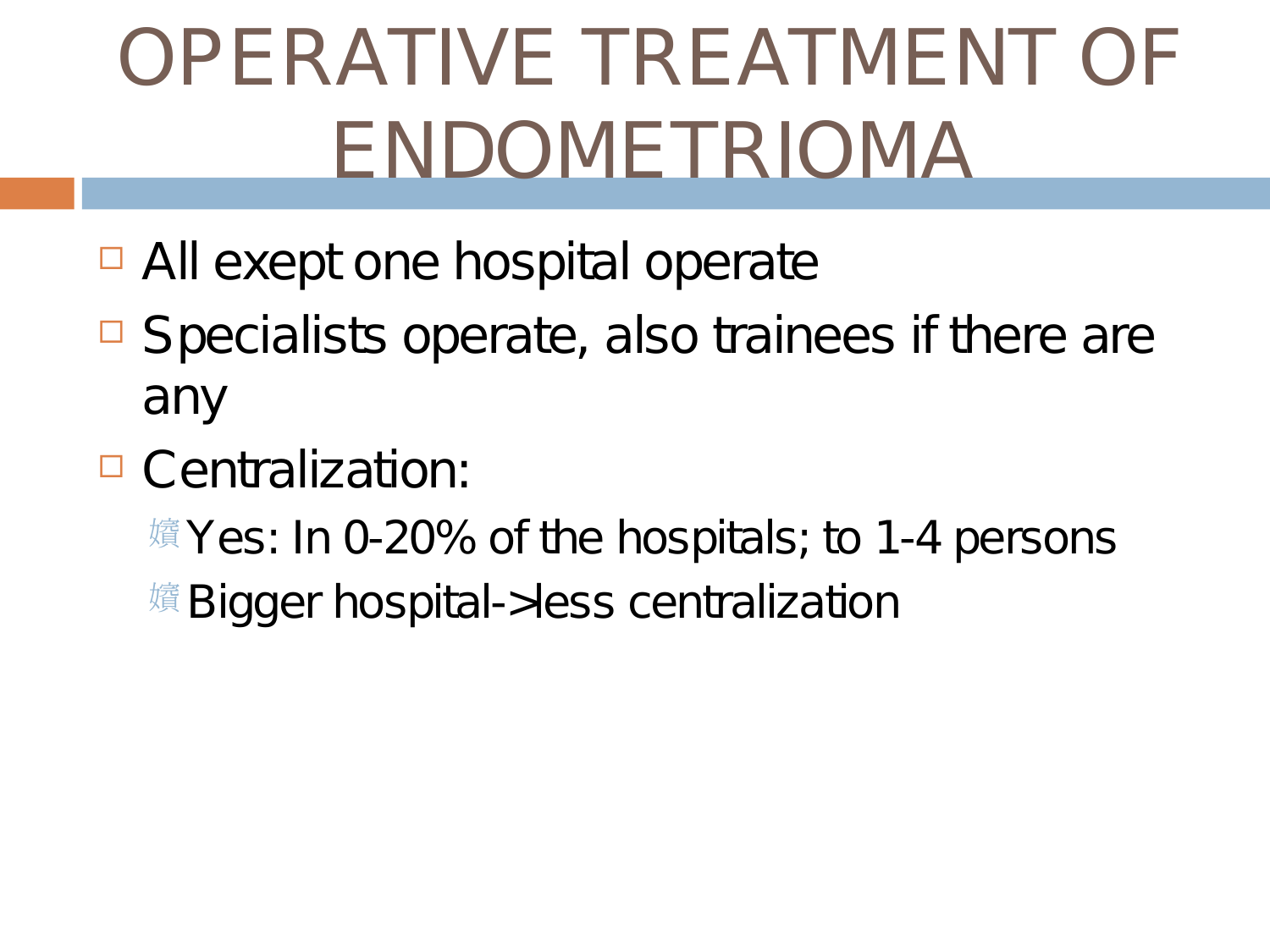# OPERATIVE TREATMENT OF ENDOMETRIOMA

- All exept one hospital operate
- Specialists operate, also trainees if there are any
- Centralization:
  - Yes: In 0-20% of the hospitals; to 1-4 persons
  - Bigger hospital->less centralization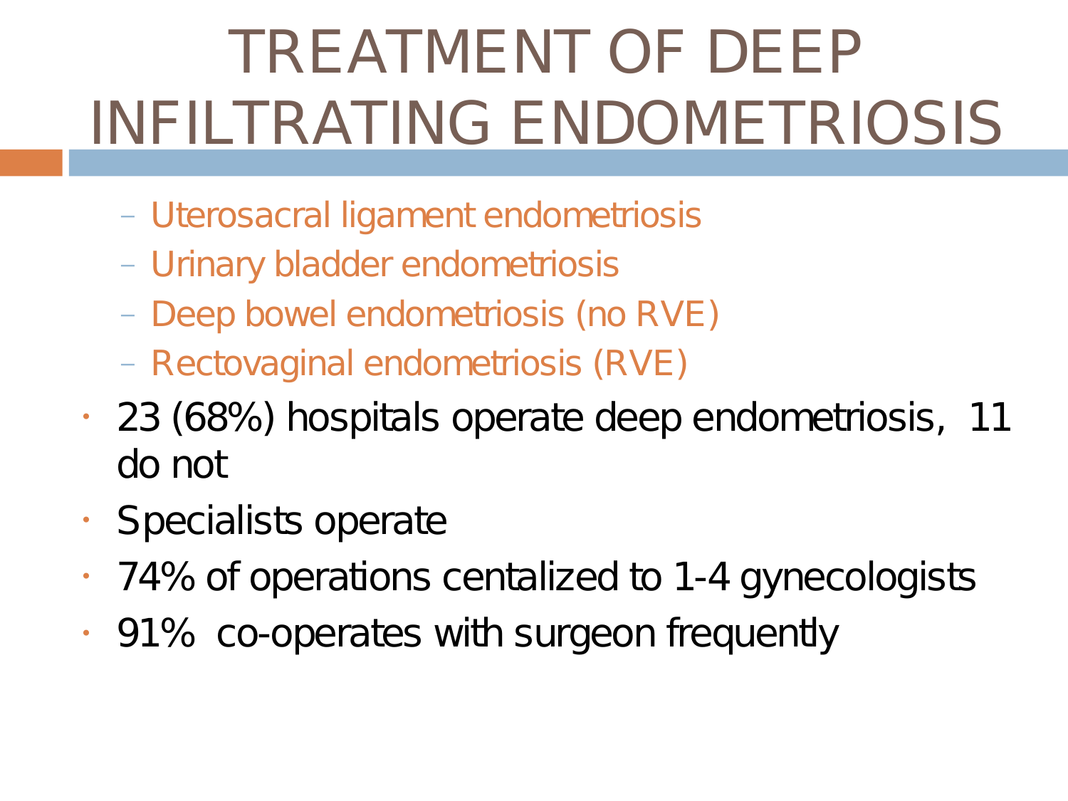# TREATMENT OF DEEP INFILTRATING ENDOMETRIOSIS

- Uterosacral ligament endometriosis
- Urinary bladder endometriosis
- Deep bowel endometriosis (no RVE)
- Rectovaginal endometriosis (RVE)

- 23 (68%) hospitals operate deep endometriosis, 11 do not
- Specialists operate
- 74% of operations centalized to 1-4 gynecologists
- 91% co-operates with surgeon frequently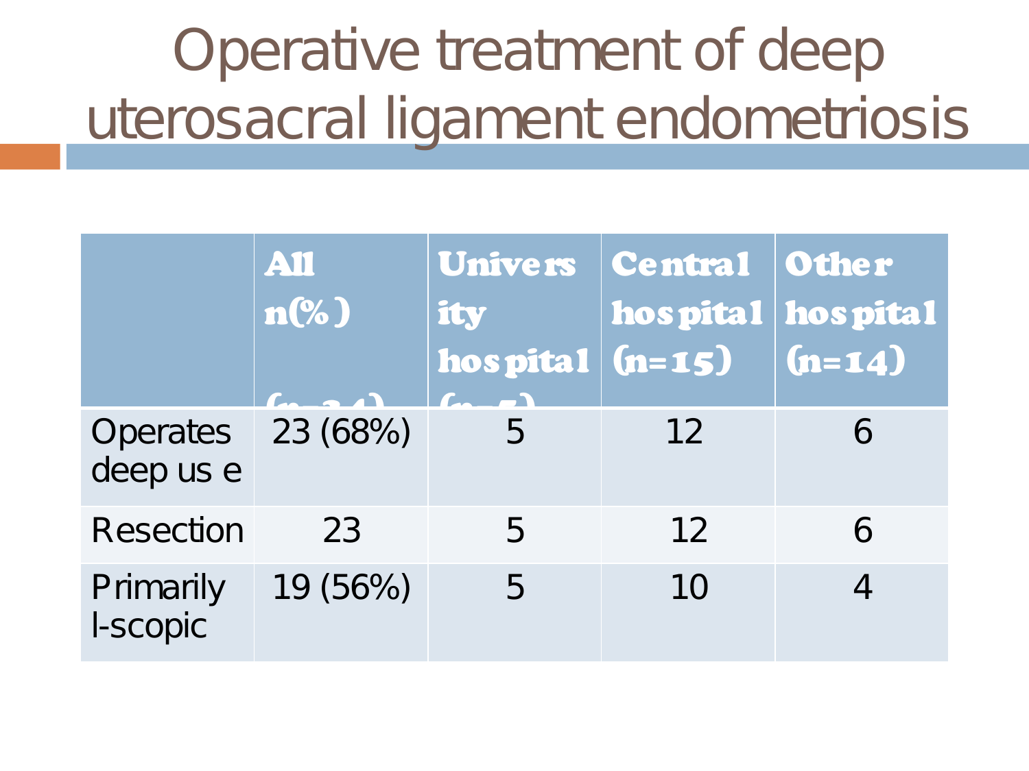# Operative treatment of deep uterosacral ligament endometriosis

| | All n(%) (n=34) | University hospital (n=5) | Central hospital (n=15) | Other hospital (n=14) |
|---|---|---|---|---|
| Operates deep us e | 23 (68%) | 5 | 12 | 6 |
| Resection | 23 | 5 | 12 | 6 |
| Primarily l-scopic | 19 (56%) | 5 | 10 | 4 |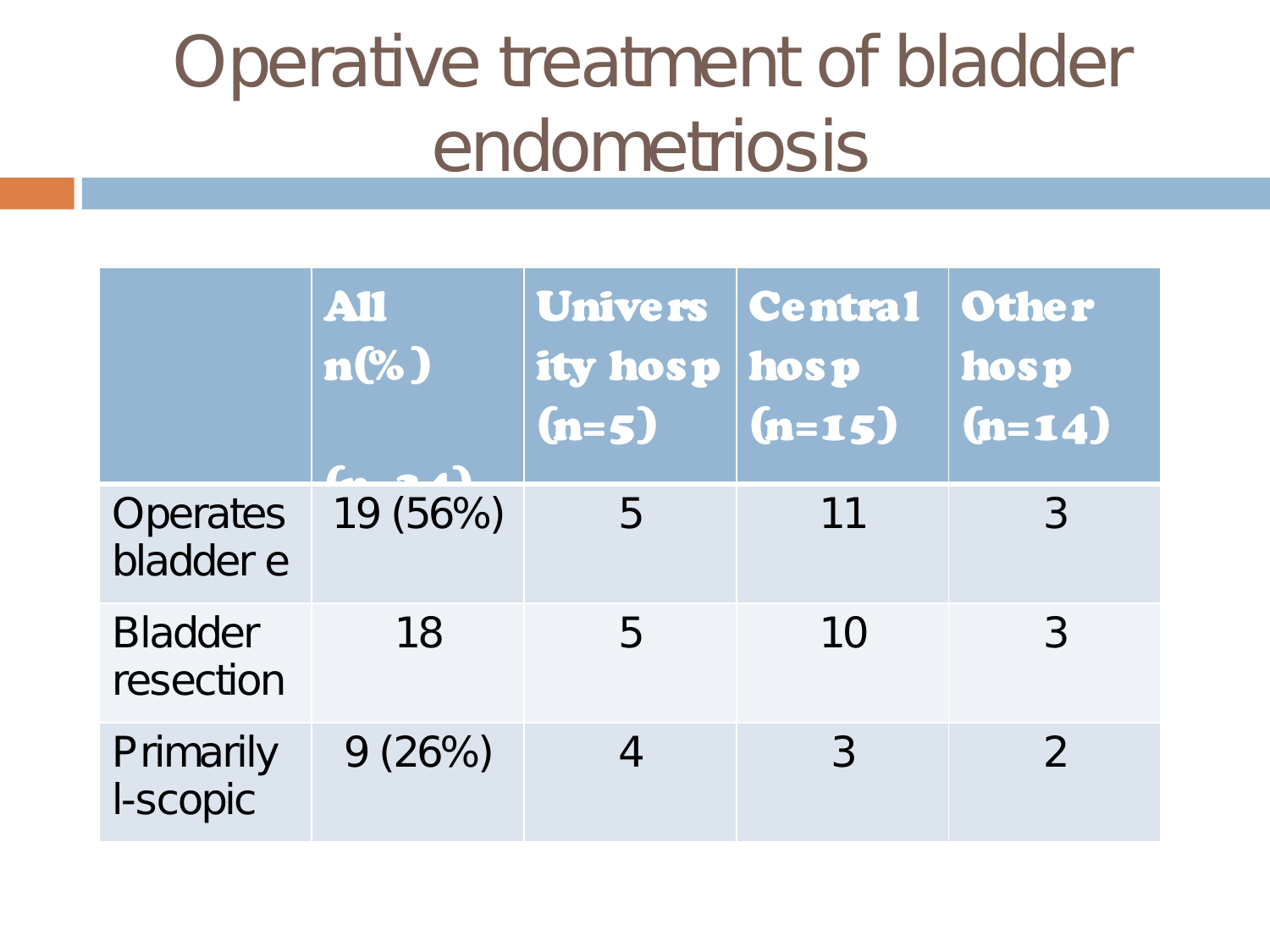# Operative treatment of bladder endometriosis

| | All n(%) (n=34) | University hosp (n=5) | Central hosp (n=15) | Other hosp (n=14) |
|---|---|---|---|---|
| Operates bladder e | 19 (56%) | 5 | 11 | 3 |
| Bladder resection | 18 | 5 | 10 | 3 |
| Primarily l-scopic | 9 (26%) | 4 | 3 | 2 |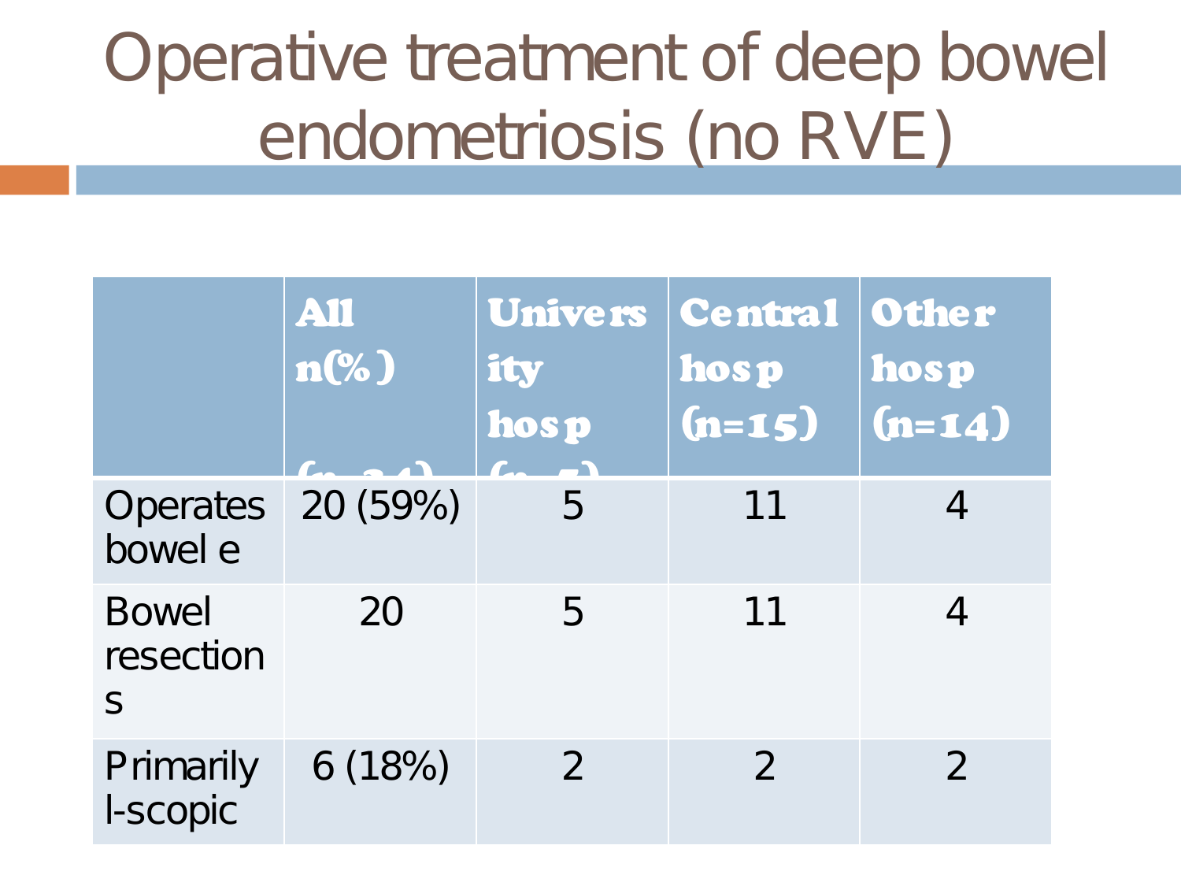# Operative treatment of deep bowel endometriosis (no RVE)

| | All n(%) (n=34) | University hosp (n=7) | Central hosp (n=15) | Other hosp (n=14) |
|---|---|---|---|---|
| Operates bowel e | 20 (59%) | 5 | 11 | 4 |
| Bowel resections | 20 | 5 | 11 | 4 |
| Primarily l-scopic | 6 (18%) | 2 | 2 | 2 |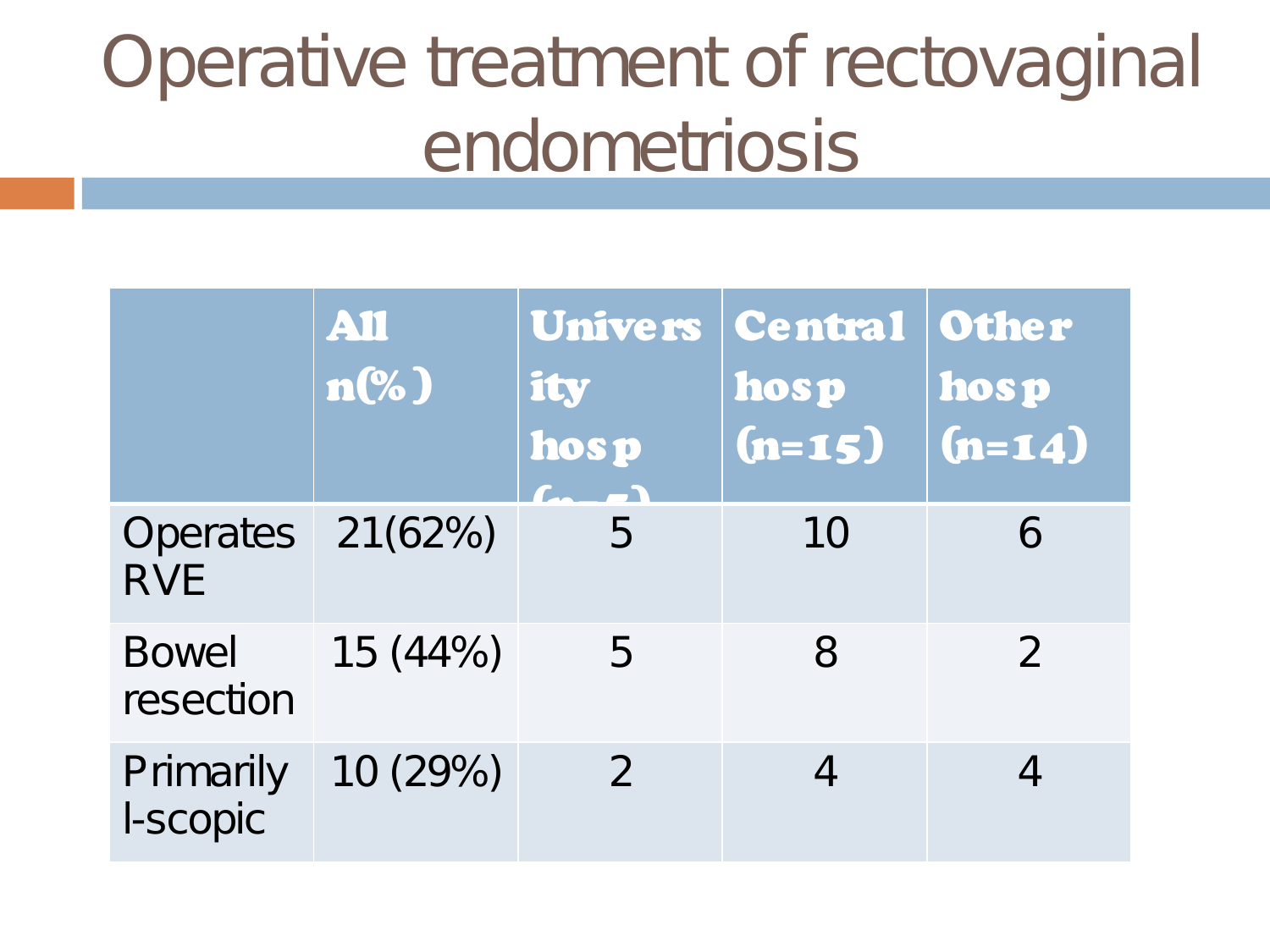# Operative treatment of rectovaginal endometriosis

| | All n(%) | University hosp (n=7) | Central hosp (n=15) | Other hosp (n=14) |
|---|---|---|---|---|
| Operates RVE | 21(62%) | 5 | 10 | 6 |
| Bowel resection | 15 (44%) | 5 | 8 | 2 |
| Primarily l-scopic | 10 (29%) | 2 | 4 | 4 |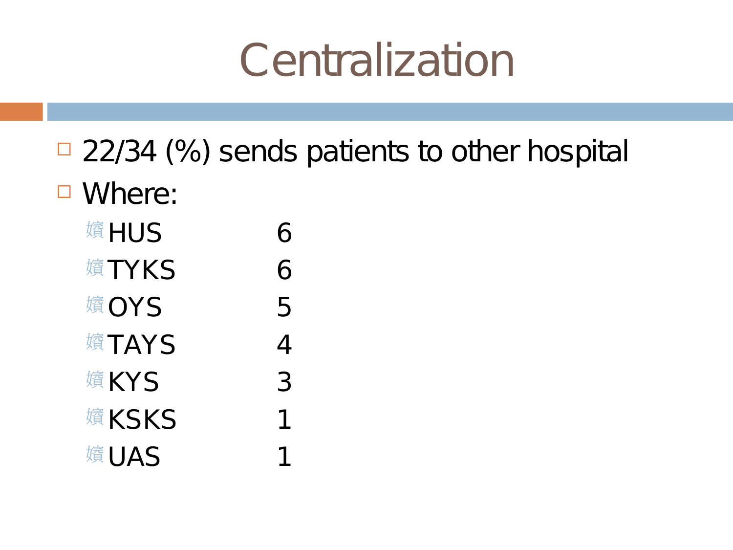# Centralization

- 22/34 (%) sends patients to other hospital
- Where:
  - HUS 6
  - TYKS 6
  - OYS 5
  - TAYS 4
  - KYS 3
  - KSKS 1
  - UAS 1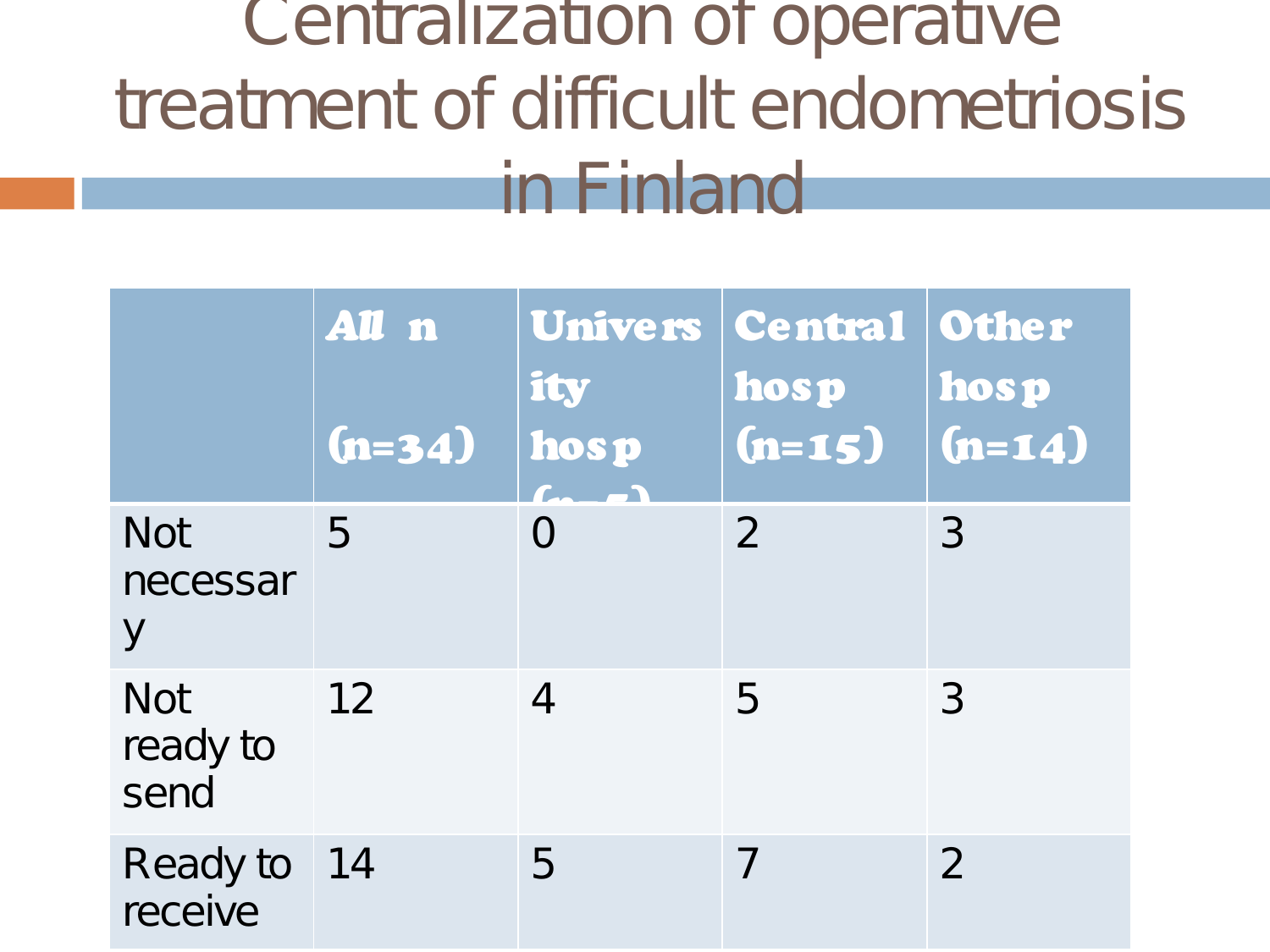# Centralization of operative treatment of difficult endometriosis in Finland

| | All n (n=34) | University hosp (n=5) | Central hosp (n=15) | Other hosp (n=14) |
|---|---|---|---|---|
| Not necessary | 5 | 0 | 2 | 3 |
| Not ready to send | 12 | 4 | 5 | 3 |
| Ready to receive | 14 | 5 | 7 | 2 |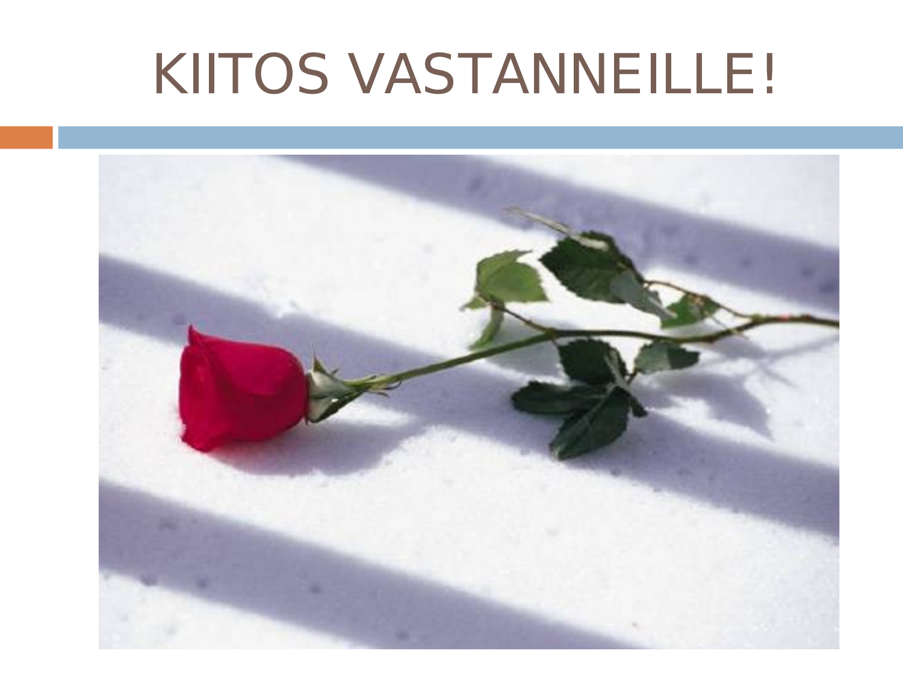# KIITOS VASTANNEILLE!